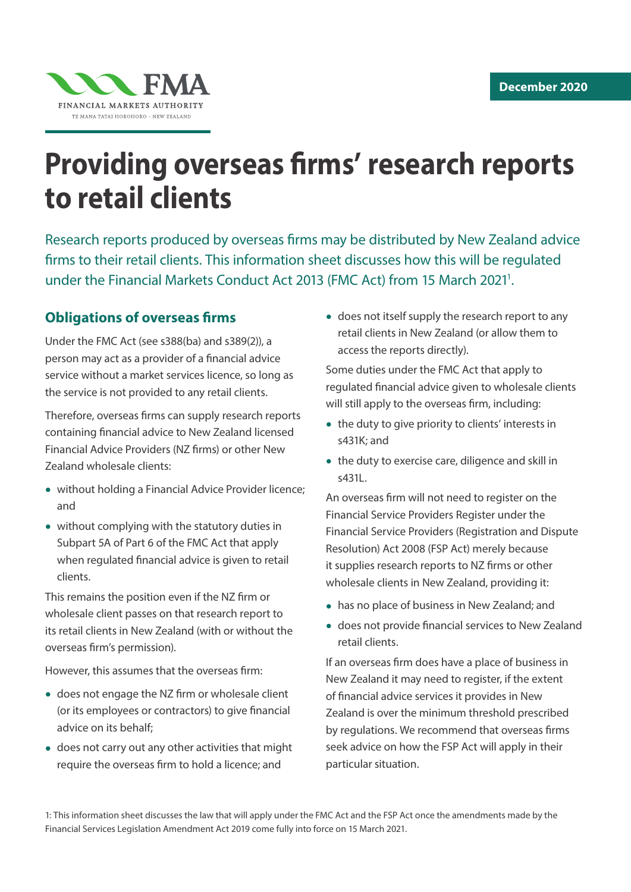FMA

FINANCIAL MARKETS AUTHORITY

TE MANA TATAI HOKOHOKO - NEW ZEALAND

December 2020

# Providing overseas firms' research reports to retail clients

Research reports produced by overseas firms may be distributed by New Zealand advice firms to their retail clients. This information sheet discusses how this will be regulated under the Financial Markets Conduct Act 2013 (FMC Act) from 15 March 2021[1].

## Obligations of overseas firms

Under the FMC Act (see s388(ba) and s389(2)), a person may act as a provider of a financial advice service without a market services licence, so long as the service is not provided to any retail clients.

Therefore, overseas firms can supply research reports containing financial advice to New Zealand licensed Financial Advice Providers (NZ firms) or other New Zealand wholesale clients:

- without holding a Financial Advice Provider licence; and
- without complying with the statutory duties in Subpart 5A of Part 6 of the FMC Act that apply when regulated financial advice is given to retail clients.

This remains the position even if the NZ firm or wholesale client passes on that research report to its retail clients in New Zealand (with or without the overseas firm's permission).

However, this assumes that the overseas firm:

- does not engage the NZ firm or wholesale client (or its employees or contractors) to give financial advice on its behalf;
- does not carry out any other activities that might require the overseas firm to hold a licence; and
- does not itself supply the research report to any retail clients in New Zealand (or allow them to access the reports directly).

Some duties under the FMC Act that apply to regulated financial advice given to wholesale clients will still apply to the overseas firm, including:

- the duty to give priority to clients' interests in s431K; and
- the duty to exercise care, diligence and skill in s431L.

An overseas firm will not need to register on the Financial Service Providers Register under the Financial Service Providers (Registration and Dispute Resolution) Act 2008 (FSP Act) merely because it supplies research reports to NZ firms or other wholesale clients in New Zealand, providing it:

- has no place of business in New Zealand; and
- does not provide financial services to New Zealand retail clients.

If an overseas firm does have a place of business in New Zealand it may need to register, if the extent of financial advice services it provides in New Zealand is over the minimum threshold prescribed by regulations. We recommend that overseas firms seek advice on how the FSP Act will apply in their particular situation.

1: This information sheet discusses the law that will apply under the FMC Act and the FSP Act once the amendments made by the Financial Services Legislation Amendment Act 2019 come fully into force on 15 March 2021.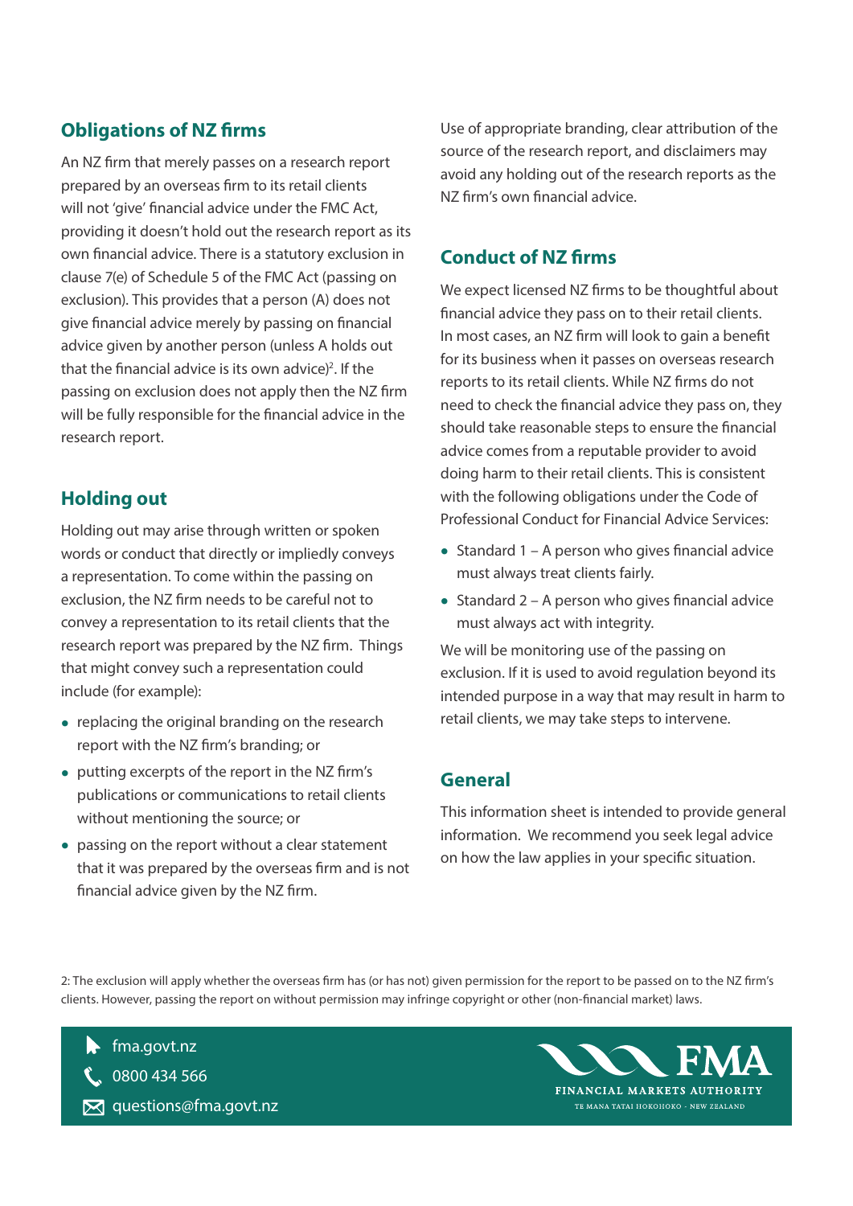## Obligations of NZ firms

An NZ firm that merely passes on a research report prepared by an overseas firm to its retail clients will not 'give' financial advice under the FMC Act, providing it doesn't hold out the research report as its own financial advice. There is a statutory exclusion in clause 7(e) of Schedule 5 of the FMC Act (passing on exclusion). This provides that a person (A) does not give financial advice merely by passing on financial advice given by another person (unless A holds out that the financial advice is its own advice)[2]. If the passing on exclusion does not apply then the NZ firm will be fully responsible for the financial advice in the research report.

## Holding out

Holding out may arise through written or spoken words or conduct that directly or impliedly conveys a representation. To come within the passing on exclusion, the NZ firm needs to be careful not to convey a representation to its retail clients that the research report was prepared by the NZ firm. Things that might convey such a representation could include (for example):

- replacing the original branding on the research report with the NZ firm's branding; or
- putting excerpts of the report in the NZ firm's publications or communications to retail clients without mentioning the source; or
- passing on the report without a clear statement that it was prepared by the overseas firm and is not financial advice given by the NZ firm.

Use of appropriate branding, clear attribution of the source of the research report, and disclaimers may avoid any holding out of the research reports as the NZ firm's own financial advice.

## Conduct of NZ firms

We expect licensed NZ firms to be thoughtful about financial advice they pass on to their retail clients. In most cases, an NZ firm will look to gain a benefit for its business when it passes on overseas research reports to its retail clients. While NZ firms do not need to check the financial advice they pass on, they should take reasonable steps to ensure the financial advice comes from a reputable provider to avoid doing harm to their retail clients. This is consistent with the following obligations under the Code of Professional Conduct for Financial Advice Services:

- Standard 1 – A person who gives financial advice must always treat clients fairly.
- Standard 2 – A person who gives financial advice must always act with integrity.

We will be monitoring use of the passing on exclusion. If it is used to avoid regulation beyond its intended purpose in a way that may result in harm to retail clients, we may take steps to intervene.

## General

This information sheet is intended to provide general information. We recommend you seek legal advice on how the law applies in your specific situation.

2: The exclusion will apply whether the overseas firm has (or has not) given permission for the report to be passed on to the NZ firm's clients. However, passing the report on without permission may infringe copyright or other (non-financial market) laws.

fma.govt.nz
0800 434 566
questions@fma.govt.nz

FMA
FINANCIAL MARKETS AUTHORITY
TE MANA TATAI HOKOHOKO - NEW ZEALAND